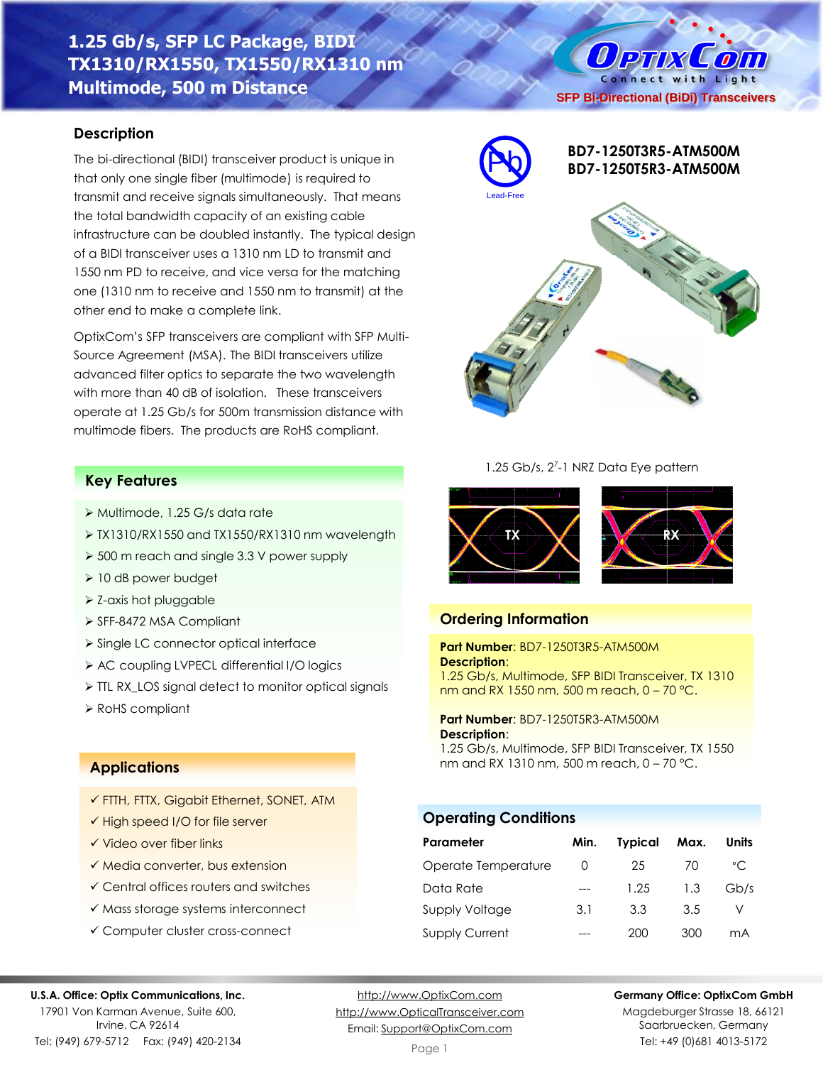# 1.25 Gb/s, SFP LC Package, BIDI TX1310/RX1550, TX1550/RX1310 nm Multimode, 500 m Distance

SFP Bi-Directional (BiDi) Transceivers

**BD7-1250T3R5-ATM500M**
**BD7-1250T5R3-ATM500M**

Lead-Free

## Description

The bi-directional (BIDI) transceiver product is unique in that only one single fiber (multimode) is required to transmit and receive signals simultaneously. That means the total bandwidth capacity of an existing cable infrastructure can be doubled instantly. The typical design of a BIDI transceiver uses a 1310 nm LD to transmit and 1550 nm PD to receive, and vice versa for the matching one (1310 nm to receive and 1550 nm to transmit) at the other end to make a complete link.

OptixCom's SFP transceivers are compliant with SFP Multi-Source Agreement (MSA). The BIDI transceivers utilize advanced filter optics to separate the two wavelength with more than 40 dB of isolation. These transceivers operate at 1.25 Gb/s for 500m transmission distance with multimode fibers. The products are RoHS compliant.

## Key Features

- Multimode, 1.25 G/s data rate
- TX1310/RX1550 and TX1550/RX1310 nm wavelength
- 500 m reach and single 3.3 V power supply
- 10 dB power budget
- Z-axis hot pluggable
- SFF-8472 MSA Compliant
- Single LC connector optical interface
- AC coupling LVPECL differential I/O logics
- TTL RX_LOS signal detect to monitor optical signals
- RoHS compliant

## Applications

- ✓ FTTH, FTTX, Gigabit Ethernet, SONET, ATM
- ✓ High speed I/O for file server
- ✓ Video over fiber links
- ✓ Media converter, bus extension
- ✓ Central offices routers and switches
- ✓ Mass storage systems interconnect
- ✓ Computer cluster cross-connect

1.25 Gb/s, $2^7$-1 NRZ Data Eye pattern

TX RX

## Ordering Information

**Part Number**: BD7-1250T3R5-ATM500M
**Description**:
1.25 Gb/s, Multimode, SFP BIDI Transceiver, TX 1310 nm and RX 1550 nm, 500 m reach, 0 – 70 °C.

**Part Number**: BD7-1250T5R3-ATM500M
**Description**:
1.25 Gb/s, Multimode, SFP BIDI Transceiver, TX 1550 nm and RX 1310 nm, 500 m reach, 0 – 70 °C.

## Operating Conditions

| Parameter | Min. | Typical | Max. | Units |
|---|---|---|---|---|
| Operate Temperature | 0 | 25 | 70 | °C |
| Data Rate | --- | 1.25 | 1.3 | Gb/s |
| Supply Voltage | 3.1 | 3.3 | 3.5 | V |
| Supply Current | --- | 200 | 300 | mA |

**U.S.A. Office: Optix Communications, Inc.**
17901 Von Karman Avenue, Suite 600,
Irvine, CA 92614
Tel: (949) 679-5712 Fax: (949) 420-2134

http://www.OptixCom.com
http://www.OpticalTransceiver.com
Email: Support@OptixCom.com

**Germany Office: OptixCom GmbH**
Magdeburger Strasse 18, 66121
Saarbruecken, Germany
Tel: +49 (0)681 4013-5172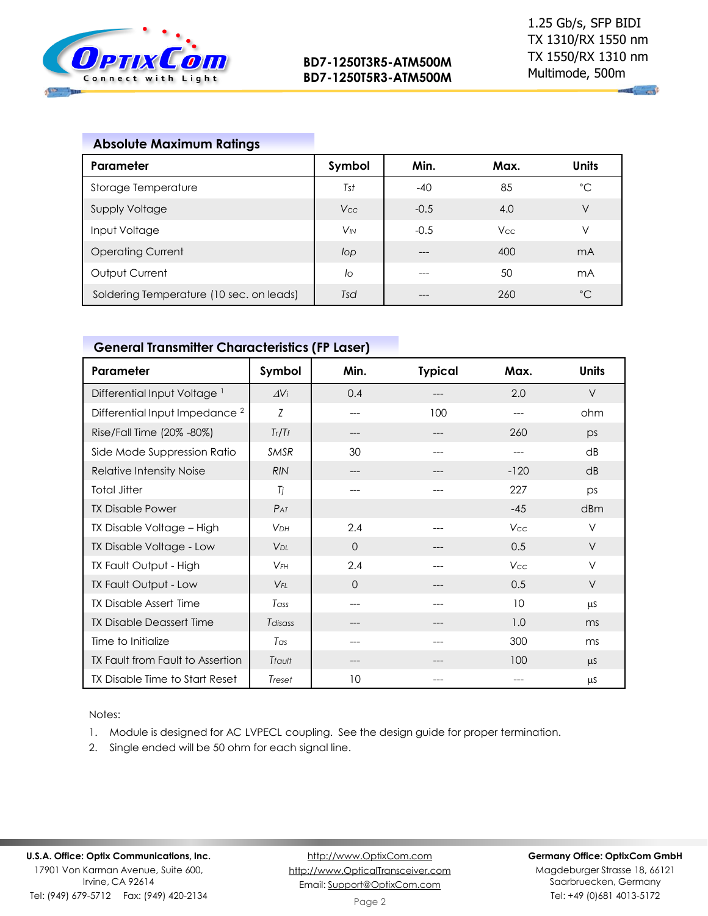## Absolute Maximum Ratings

| Parameter | Symbol | Min. | Max. | Units |
|---|---|---|---|---|
| Storage Temperature | $T_{st}$ | -40 | 85 | °C |
| Supply Voltage | $V_{CC}$ | -0.5 | 4.0 | V |
| Input Voltage | $V_{IN}$ | -0.5 | $V_{CC}$ | V |
| Operating Current | $I_{op}$ | --- | 400 | mA |
| Output Current | $I_o$ | --- | 50 | mA |
| Soldering Temperature (10 sec. on leads) | $T_{sd}$ | --- | 260 | °C |

## General Transmitter Characteristics (FP Laser)

| Parameter | Symbol | Min. | Typical | Max. | Units |
|---|---|---|---|---|---|
| Differential Input Voltage [1] | $\Delta V_i$ | 0.4 | --- | 2.0 | V |
| Differential Input Impedance [2] | $Z$ | --- | 100 | --- | ohm |
| Rise/Fall Time (20% -80%) | $T_r/T_f$ | --- | --- | 260 | ps |
| Side Mode Suppression Ratio | $SMSR$ | 30 | --- | --- | dB |
| Relative Intensity Noise | $RIN$ | --- | --- | -120 | dB |
| Total Jitter | $T_j$ | --- | --- | 227 | ps |
| TX Disable Power | $P_{AT}$ | | | -45 | dBm |
| TX Disable Voltage – High | $V_{DH}$ | 2.4 | --- | $V_{CC}$ | V |
| TX Disable Voltage - Low | $V_{DL}$ | 0 | --- | 0.5 | V |
| TX Fault Output - High | $V_{FH}$ | 2.4 | --- | $V_{CC}$ | V |
| TX Fault Output - Low | $V_{FL}$ | 0 | --- | 0.5 | V |
| TX Disable Assert Time | $T_{ass}$ | --- | --- | 10 | µs |
| TX Disable Deassert Time | $T_{disass}$ | --- | --- | 1.0 | ms |
| Time to Initialize | $T_{as}$ | --- | --- | 300 | ms |
| TX Fault from Fault to Assertion | $T_{fault}$ | --- | --- | 100 | µs |
| TX Disable Time to Start Reset | $T_{reset}$ | 10 | --- | --- | µs |

Notes:

1. Module is designed for AC LVPECL coupling. See the design guide for proper termination.
2. Single ended will be 50 ohm for each signal line.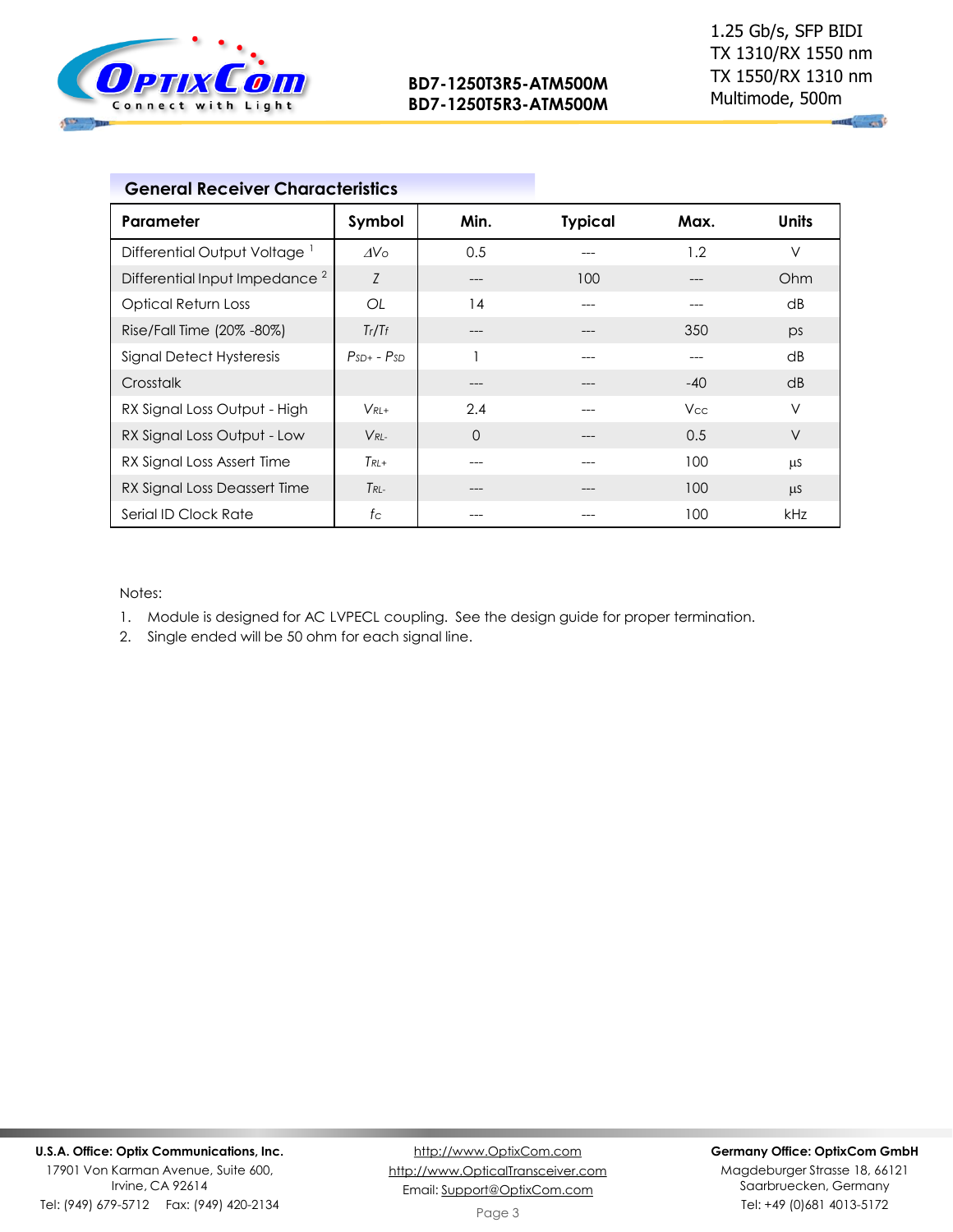## General Receiver Characteristics

| Parameter | Symbol | Min. | Typical | Max. | Units |
|---|---|---|---|---|---|
| Differential Output Voltage [1] | $\Delta V_O$ | 0.5 | --- | 1.2 | V |
| Differential Input Impedance [2] | $Z$ | --- | 100 | --- | Ohm |
| Optical Return Loss | $OL$ | 14 | --- | --- | dB |
| Rise/Fall Time (20% -80%) | $T_r/T_f$ | --- | --- | 350 | ps |
| Signal Detect Hysteresis | $P_{SD+}$ - $P_{SD}$ | 1 | --- | --- | dB |
| Crosstalk | | --- | --- | -40 | dB |
| RX Signal Loss Output - High | $V_{RL+}$ | 2.4 | --- | $V_{CC}$ | V |
| RX Signal Loss Output - Low | $V_{RL-}$ | 0 | --- | 0.5 | V |
| RX Signal Loss Assert Time | $T_{RL+}$ | --- | --- | 100 | µs |
| RX Signal Loss Deassert Time | $T_{RL-}$ | --- | --- | 100 | µs |
| Serial ID Clock Rate | $f_C$ | --- | --- | 100 | kHz |

Notes:

1. Module is designed for AC LVPECL coupling. See the design guide for proper termination.
2. Single ended will be 50 ohm for each signal line.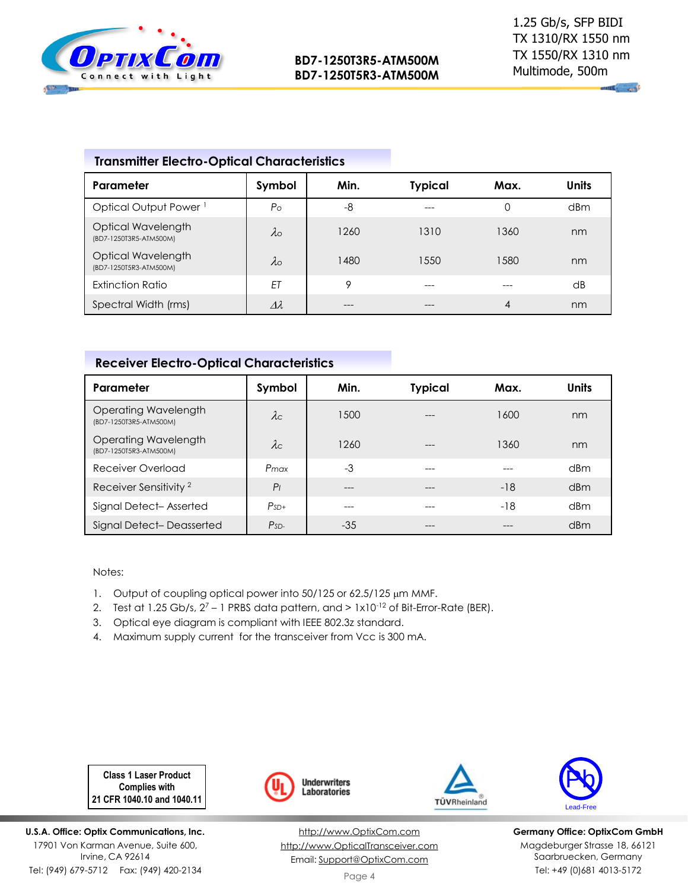## Transmitter Electro-Optical Characteristics

| Parameter | Symbol | Min. | Typical | Max. | Units |
|---|---|---|---|---|---|
| Optical Output Power [1] | $P_O$ | -8 | --- | 0 | dBm |
| Optical Wavelength (BD7-1250T3R5-ATM500M) | $\lambda_O$ | 1260 | 1310 | 1360 | nm |
| Optical Wavelength (BD7-1250T5R3-ATM500M) | $\lambda_O$ | 1480 | 1550 | 1580 | nm |
| Extinction Ratio | $ET$ | 9 | --- | --- | dB |
| Spectral Width (rms) | $\Delta\lambda$ | --- | --- | 4 | nm |

## Receiver Electro-Optical Characteristics

| Parameter | Symbol | Min. | Typical | Max. | Units |
|---|---|---|---|---|---|
| Operating Wavelength (BD7-1250T3R5-ATM500M) | $\lambda_C$ | 1500 | --- | 1600 | nm |
| Operating Wavelength (BD7-1250T5R3-ATM500M) | $\lambda_C$ | 1260 | --- | 1360 | nm |
| Receiver Overload | $P_{max}$ | -3 | --- | --- | dBm |
| Receiver Sensitivity [2] | $P_I$ | --- | --- | -18 | dBm |
| Signal Detect– Asserted | $P_{SD+}$ | --- | --- | -18 | dBm |
| Signal Detect– Deasserted | $P_{SD-}$ | -35 | --- | --- | dBm |

Notes:

1. Output of coupling optical power into 50/125 or 62.5/125 μm MMF.
2. Test at 1.25 Gb/s, $2^7 - 1$ PRBS data pattern, and > $1\times10^{-12}$ of Bit-Error-Rate (BER).
3. Optical eye diagram is compliant with IEEE 802.3z standard.
4. Maximum supply current for the transceiver from Vcc is 300 mA.

Class 1 Laser Product
Complies with
21 CFR 1040.10 and 1040.11

Underwriters Laboratories

TÜVRheinland

Lead-Free

**U.S.A. Office: Optix Communications, Inc.**
17901 Von Karman Avenue, Suite 600,
Irvine, CA 92614
Tel: (949) 679-5712 Fax: (949) 420-2134

http://www.OptixCom.com
http://www.OpticalTransceiver.com
Email: Support@OptixCom.com

**Germany Office: OptixCom GmbH**
Magdeburger Strasse 18, 66121
Saarbruecken, Germany
Tel: +49 (0)681 4013-5172